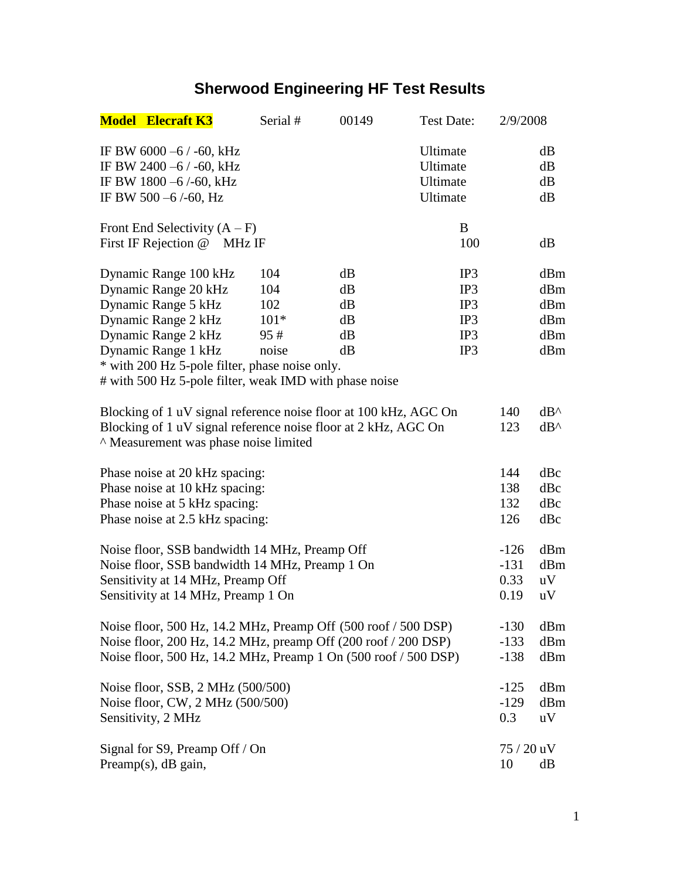# Sherwood Engineering HF Test Results

| **Model Elecraft K3** | Serial # | 00149 | Test Date: | 2/9/2008 | |
|---|---|---|---|---|---|
| IF BW 6000 –6 / -60, kHz | | | Ultimate | | dB |
| IF BW 2400 –6 / -60, kHz | | | Ultimate | | dB |
| IF BW 1800 –6 /-60, kHz | | | Ultimate | | dB |
| IF BW 500 –6 /-60, Hz | | | Ultimate | | dB |
| Front End Selectivity (A – F) | | | B | | |
| First IF Rejection @ MHz IF | | | 100 | | dB |
| Dynamic Range 100 kHz | 104 | dB | IP3 | | dBm |
| Dynamic Range 20 kHz | 104 | dB | IP3 | | dBm |
| Dynamic Range 5 kHz | 102 | dB | IP3 | | dBm |
| Dynamic Range 2 kHz | 101* | dB | IP3 | | dBm |
| Dynamic Range 2 kHz | 95 # | dB | IP3 | | dBm |
| Dynamic Range 1 kHz | noise | dB | IP3 | | dBm |

* with 200 Hz 5-pole filter, phase noise only.
# with 500 Hz 5-pole filter, weak IMD with phase noise

| | | |
|---|---|---|
| Blocking of 1 uV signal reference noise floor at 100 kHz, AGC On | 140 | dB^ |
| Blocking of 1 uV signal reference noise floor at 2 kHz, AGC On | 123 | dB^ |

^ Measurement was phase noise limited

| | | |
|---|---|---|
| Phase noise at 20 kHz spacing: | 144 | dBc |
| Phase noise at 10 kHz spacing: | 138 | dBc |
| Phase noise at 5 kHz spacing: | 132 | dBc |
| Phase noise at 2.5 kHz spacing: | 126 | dBc |
| Noise floor, SSB bandwidth 14 MHz, Preamp Off | -126 | dBm |
| Noise floor, SSB bandwidth 14 MHz, Preamp 1 On | -131 | dBm |
| Sensitivity at 14 MHz, Preamp Off | 0.33 | uV |
| Sensitivity at 14 MHz, Preamp 1 On | 0.19 | uV |
| Noise floor, 500 Hz, 14.2 MHz, Preamp Off (500 roof / 500 DSP) | -130 | dBm |
| Noise floor, 200 Hz, 14.2 MHz, preamp Off (200 roof / 200 DSP) | -133 | dBm |
| Noise floor, 500 Hz, 14.2 MHz, Preamp 1 On (500 roof / 500 DSP) | -138 | dBm |
| Noise floor, SSB, 2 MHz (500/500) | -125 | dBm |
| Noise floor, CW, 2 MHz (500/500) | -129 | dBm |
| Sensitivity, 2 MHz | 0.3 | uV |
| Signal for S9, Preamp Off / On | 75 / 20 | uV |
| Preamp(s), dB gain, | 10 | dB |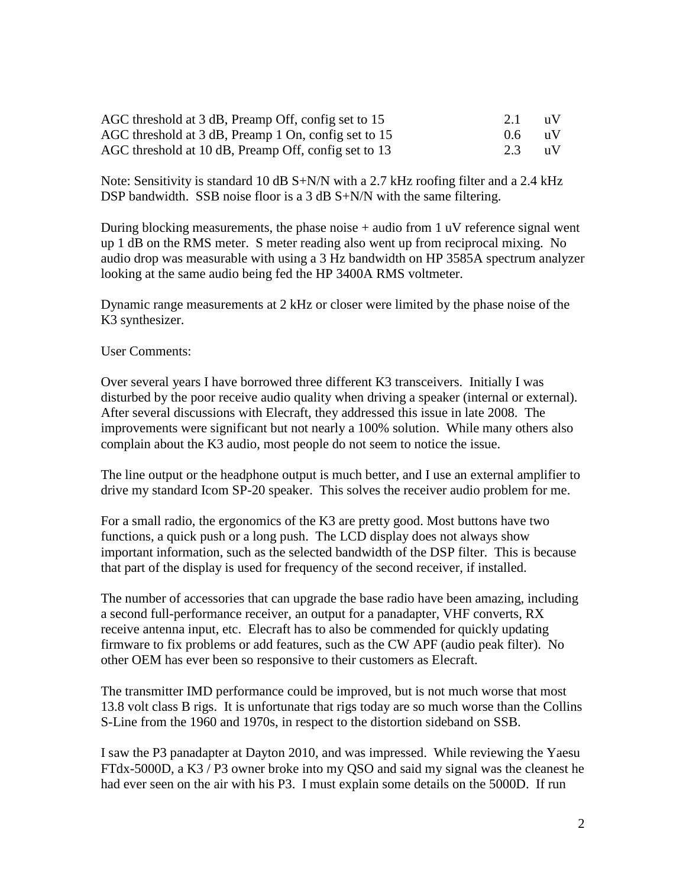| | | |
|---|---|---|
| AGC threshold at 3 dB, Preamp Off, config set to 15 | 2.1 | uV |
| AGC threshold at 3 dB, Preamp 1 On, config set to 15 | 0.6 | uV |
| AGC threshold at 10 dB, Preamp Off, config set to 13 | 2.3 | uV |

Note: Sensitivity is standard 10 dB S+N/N with a 2.7 kHz roofing filter and a 2.4 kHz DSP bandwidth. SSB noise floor is a 3 dB S+N/N with the same filtering.

During blocking measurements, the phase noise + audio from 1 uV reference signal went up 1 dB on the RMS meter. S meter reading also went up from reciprocal mixing. No audio drop was measurable with using a 3 Hz bandwidth on HP 3585A spectrum analyzer looking at the same audio being fed the HP 3400A RMS voltmeter.

Dynamic range measurements at 2 kHz or closer were limited by the phase noise of the K3 synthesizer.

User Comments:

Over several years I have borrowed three different K3 transceivers. Initially I was disturbed by the poor receive audio quality when driving a speaker (internal or external). After several discussions with Elecraft, they addressed this issue in late 2008. The improvements were significant but not nearly a 100% solution. While many others also complain about the K3 audio, most people do not seem to notice the issue.

The line output or the headphone output is much better, and I use an external amplifier to drive my standard Icom SP-20 speaker. This solves the receiver audio problem for me.

For a small radio, the ergonomics of the K3 are pretty good. Most buttons have two functions, a quick push or a long push. The LCD display does not always show important information, such as the selected bandwidth of the DSP filter. This is because that part of the display is used for frequency of the second receiver, if installed.

The number of accessories that can upgrade the base radio have been amazing, including a second full-performance receiver, an output for a panadapter, VHF converts, RX receive antenna input, etc. Elecraft has to also be commended for quickly updating firmware to fix problems or add features, such as the CW APF (audio peak filter). No other OEM has ever been so responsive to their customers as Elecraft.

The transmitter IMD performance could be improved, but is not much worse that most 13.8 volt class B rigs. It is unfortunate that rigs today are so much worse than the Collins S-Line from the 1960 and 1970s, in respect to the distortion sideband on SSB.

I saw the P3 panadapter at Dayton 2010, and was impressed. While reviewing the Yaesu FTdx-5000D, a K3 / P3 owner broke into my QSO and said my signal was the cleanest he had ever seen on the air with his P3. I must explain some details on the 5000D. If run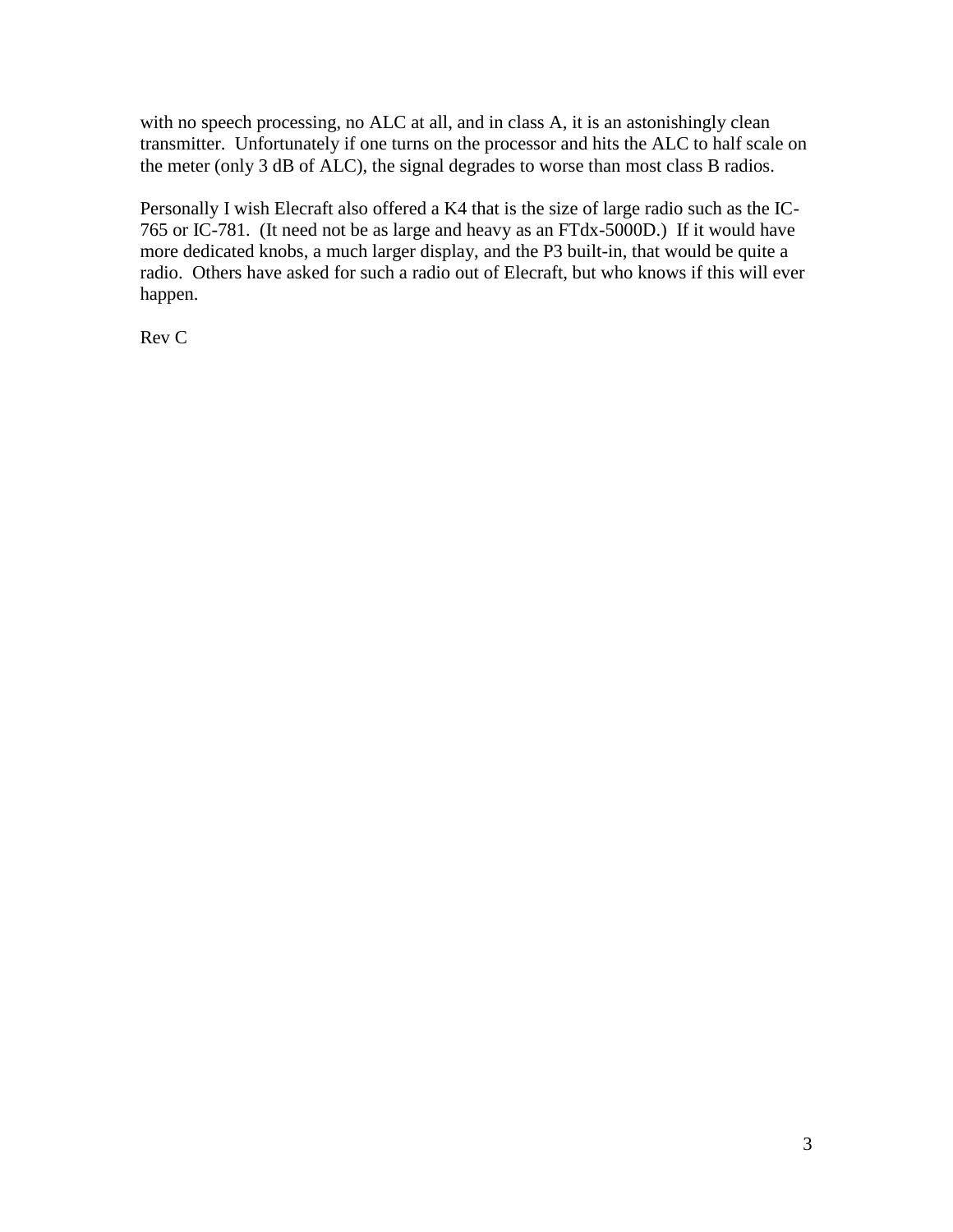with no speech processing, no ALC at all, and in class A, it is an astonishingly clean transmitter. Unfortunately if one turns on the processor and hits the ALC to half scale on the meter (only 3 dB of ALC), the signal degrades to worse than most class B radios.

Personally I wish Elecraft also offered a K4 that is the size of large radio such as the IC-765 or IC-781. (It need not be as large and heavy as an FTdx-5000D.) If it would have more dedicated knobs, a much larger display, and the P3 built-in, that would be quite a radio. Others have asked for such a radio out of Elecraft, but who knows if this will ever happen.

Rev C